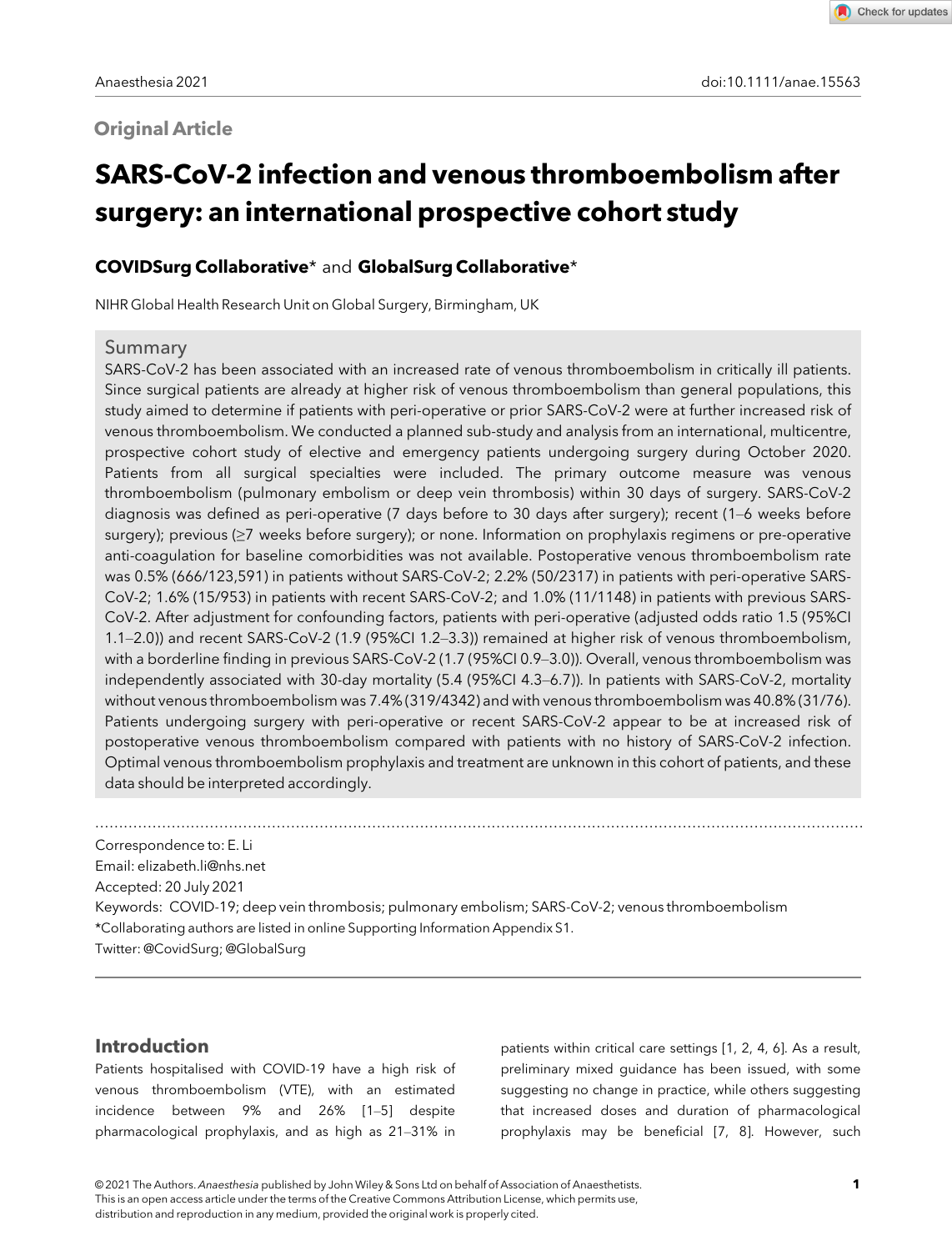## Original Article

# SARS-CoV-2 infection and venous thromboembolism after surgery: an international prospective cohort study

**COVIDSurg Collaborative*** and **GlobalSurg Collaborative***

NIHR Global Health Research Unit on Global Surgery, Birmingham, UK

## Summary

SARS-CoV-2 has been associated with an increased rate of venous thromboembolism in critically ill patients. Since surgical patients are already at higher risk of venous thromboembolism than general populations, this study aimed to determine if patients with peri-operative or prior SARS-CoV-2 were at further increased risk of venous thromboembolism. We conducted a planned sub-study and analysis from an international, multicentre, prospective cohort study of elective and emergency patients undergoing surgery during October 2020. Patients from all surgical specialties were included. The primary outcome measure was venous thromboembolism (pulmonary embolism or deep vein thrombosis) within 30 days of surgery. SARS-CoV-2 diagnosis was defined as peri-operative (7 days before to 30 days after surgery); recent (1–6 weeks before surgery); previous (≥7 weeks before surgery); or none. Information on prophylaxis regimens or pre-operative anti-coagulation for baseline comorbidities was not available. Postoperative venous thromboembolism rate was 0.5% (666/123,591) in patients without SARS-CoV-2; 2.2% (50/2317) in patients with peri-operative SARS-CoV-2; 1.6% (15/953) in patients with recent SARS-CoV-2; and 1.0% (11/1148) in patients with previous SARS-CoV-2. After adjustment for confounding factors, patients with peri-operative (adjusted odds ratio 1.5 (95%CI 1.1–2.0)) and recent SARS-CoV-2 (1.9 (95%CI 1.2–3.3)) remained at higher risk of venous thromboembolism, with a borderline finding in previous SARS-CoV-2 (1.7 (95%CI 0.9–3.0)). Overall, venous thromboembolism was independently associated with 30-day mortality (5.4 (95%CI 4.3–6.7)). In patients with SARS-CoV-2, mortality without venous thromboembolism was 7.4% (319/4342) and with venous thromboembolism was 40.8% (31/76). Patients undergoing surgery with peri-operative or recent SARS-CoV-2 appear to be at increased risk of postoperative venous thromboembolism compared with patients with no history of SARS-CoV-2 infection. Optimal venous thromboembolism prophylaxis and treatment are unknown in this cohort of patients, and these data should be interpreted accordingly.

Correspondence to: E. Li
Email: elizabeth.li@nhs.net
Accepted: 20 July 2021
Keywords: COVID-19; deep vein thrombosis; pulmonary embolism; SARS-CoV-2; venous thromboembolism
*Collaborating authors are listed in online Supporting Information Appendix S1.
Twitter: @CovidSurg; @GlobalSurg

## Introduction

Patients hospitalised with COVID-19 have a high risk of venous thromboembolism (VTE), with an estimated incidence between 9% and 26% [1–5] despite pharmacological prophylaxis, and as high as 21–31% in patients within critical care settings [1, 2, 4, 6]. As a result, preliminary mixed guidance has been issued, with some suggesting no change in practice, while others suggesting that increased doses and duration of pharmacological prophylaxis may be beneficial [7, 8]. However, such

© 2021 The Authors. *Anaesthesia* published by John Wiley & Sons Ltd on behalf of Association of Anaesthetists.
This is an open access article under the terms of the Creative Commons Attribution License, which permits use, distribution and reproduction in any medium, provided the original work is properly cited.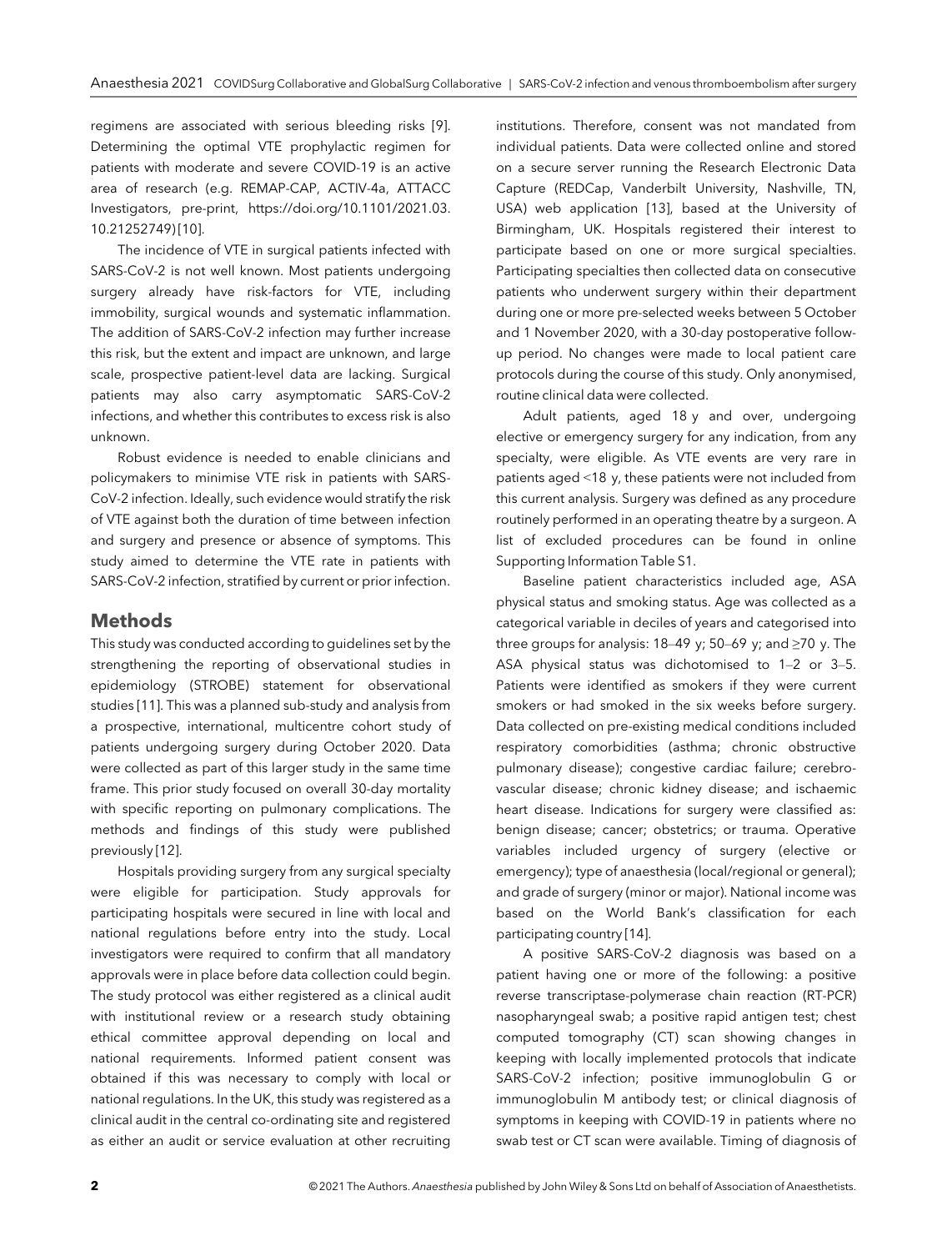regimens are associated with serious bleeding risks [9]. Determining the optimal VTE prophylactic regimen for patients with moderate and severe COVID-19 is an active area of research (e.g. REMAP-CAP, ACTIV-4a, ATTACC Investigators, pre-print, https://doi.org/10.1101/2021.03.10.21252749) [10].

The incidence of VTE in surgical patients infected with SARS-CoV-2 is not well known. Most patients undergoing surgery already have risk-factors for VTE, including immobility, surgical wounds and systematic inflammation. The addition of SARS-CoV-2 infection may further increase this risk, but the extent and impact are unknown, and large scale, prospective patient-level data are lacking. Surgical patients may also carry asymptomatic SARS-CoV-2 infections, and whether this contributes to excess risk is also unknown.

Robust evidence is needed to enable clinicians and policymakers to minimise VTE risk in patients with SARS-CoV-2 infection. Ideally, such evidence would stratify the risk of VTE against both the duration of time between infection and surgery and presence or absence of symptoms. This study aimed to determine the VTE rate in patients with SARS-CoV-2 infection, stratified by current or prior infection.

## Methods

This study was conducted according to guidelines set by the strengthening the reporting of observational studies in epidemiology (STROBE) statement for observational studies [11]. This was a planned sub-study and analysis from a prospective, international, multicentre cohort study of patients undergoing surgery during October 2020. Data were collected as part of this larger study in the same time frame. This prior study focused on overall 30-day mortality with specific reporting on pulmonary complications. The methods and findings of this study were published previously [12].

Hospitals providing surgery from any surgical specialty were eligible for participation. Study approvals for participating hospitals were secured in line with local and national regulations before entry into the study. Local investigators were required to confirm that all mandatory approvals were in place before data collection could begin. The study protocol was either registered as a clinical audit with institutional review or a research study obtaining ethical committee approval depending on local and national requirements. Informed patient consent was obtained if this was necessary to comply with local or national regulations. In the UK, this study was registered as a clinical audit in the central co-ordinating site and registered as either an audit or service evaluation at other recruiting institutions. Therefore, consent was not mandated from individual patients. Data were collected online and stored on a secure server running the Research Electronic Data Capture (REDCap, Vanderbilt University, Nashville, TN, USA) web application [13], based at the University of Birmingham, UK. Hospitals registered their interest to participate based on one or more surgical specialties. Participating specialties then collected data on consecutive patients who underwent surgery within their department during one or more pre-selected weeks between 5 October and 1 November 2020, with a 30-day postoperative follow-up period. No changes were made to local patient care protocols during the course of this study. Only anonymised, routine clinical data were collected.

Adult patients, aged 18 y and over, undergoing elective or emergency surgery for any indication, from any specialty, were eligible. As VTE events are very rare in patients aged <18 y, these patients were not included from this current analysis. Surgery was defined as any procedure routinely performed in an operating theatre by a surgeon. A list of excluded procedures can be found in online Supporting Information Table S1.

Baseline patient characteristics included age, ASA physical status and smoking status. Age was collected as a categorical variable in deciles of years and categorised into three groups for analysis: 18–49 y; 50–69 y; and ≥70 y. The ASA physical status was dichotomised to 1–2 or 3–5. Patients were identified as smokers if they were current smokers or had smoked in the six weeks before surgery. Data collected on pre-existing medical conditions included respiratory comorbidities (asthma; chronic obstructive pulmonary disease); congestive cardiac failure; cerebrovascular disease; chronic kidney disease; and ischaemic heart disease. Indications for surgery were classified as: benign disease; cancer; obstetrics; or trauma. Operative variables included urgency of surgery (elective or emergency); type of anaesthesia (local/regional or general); and grade of surgery (minor or major). National income was based on the World Bank's classification for each participating country [14].

A positive SARS-CoV-2 diagnosis was based on a patient having one or more of the following: a positive reverse transcriptase-polymerase chain reaction (RT-PCR) nasopharyngeal swab; a positive rapid antigen test; chest computed tomography (CT) scan showing changes in keeping with locally implemented protocols that indicate SARS-CoV-2 infection; positive immunoglobulin G or immunoglobulin M antibody test; or clinical diagnosis of symptoms in keeping with COVID-19 in patients where no swab test or CT scan were available. Timing of diagnosis of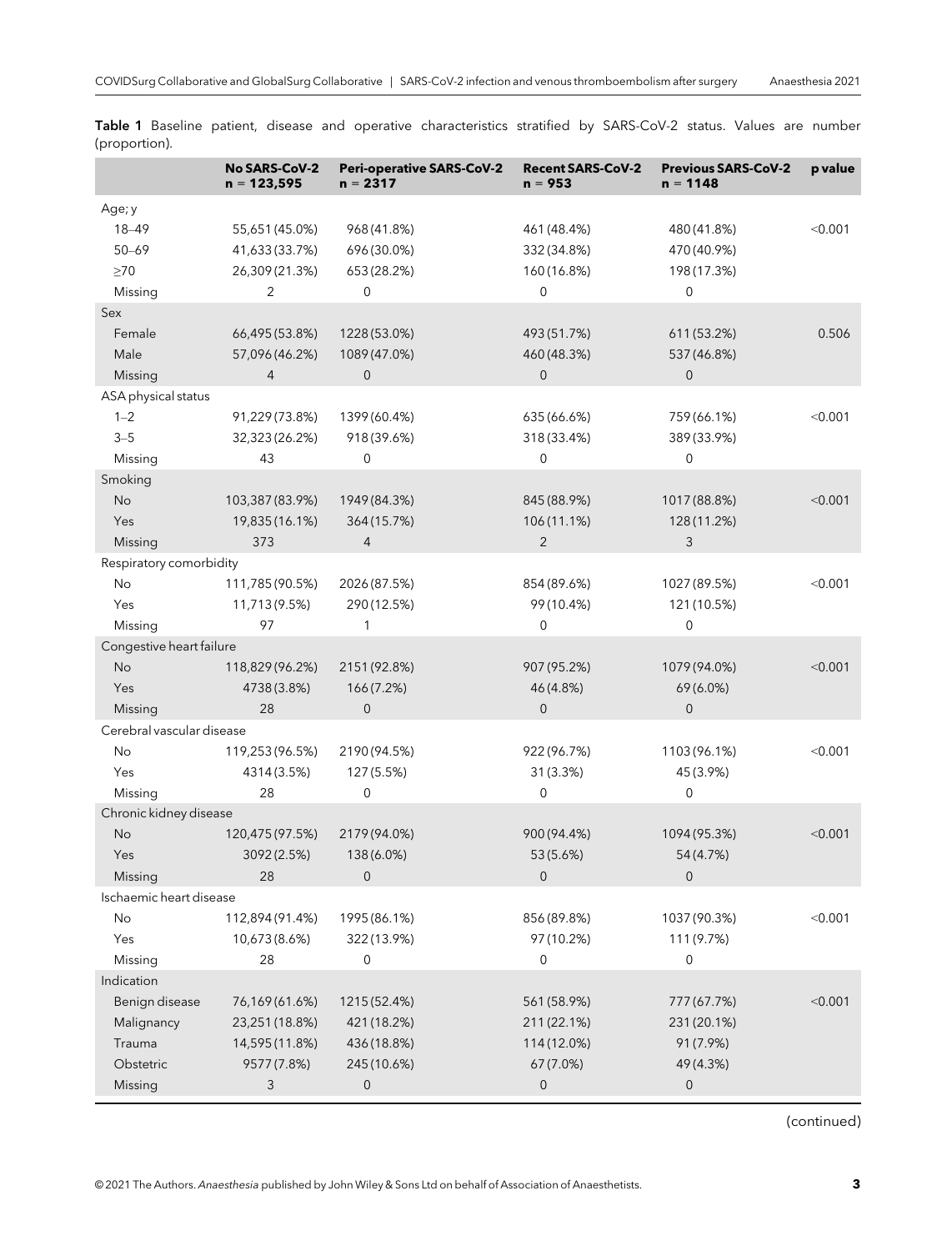**Table 1** Baseline patient, disease and operative characteristics stratified by SARS-CoV-2 status. Values are number (proportion).

| | No SARS-CoV-2 n = 123,595 | Peri-operative SARS-CoV-2 n = 2317 | Recent SARS-CoV-2 n = 953 | Previous SARS-CoV-2 n = 1148 | p value |
|---|---|---|---|---|---|
| Age; y | | | | | |
| 18–49 | 55,651 (45.0%) | 968 (41.8%) | 461 (48.4%) | 480 (41.8%) | <0.001 |
| 50–69 | 41,633 (33.7%) | 696 (30.0%) | 332 (34.8%) | 470 (40.9%) | |
| ≥70 | 26,309 (21.3%) | 653 (28.2%) | 160 (16.8%) | 198 (17.3%) | |
| Missing | 2 | 0 | 0 | 0 | |
| Sex | | | | | |
| Female | 66,495 (53.8%) | 1228 (53.0%) | 493 (51.7%) | 611 (53.2%) | 0.506 |
| Male | 57,096 (46.2%) | 1089 (47.0%) | 460 (48.3%) | 537 (46.8%) | |
| Missing | 4 | 0 | 0 | 0 | |
| ASA physical status | | | | | |
| 1–2 | 91,229 (73.8%) | 1399 (60.4%) | 635 (66.6%) | 759 (66.1%) | <0.001 |
| 3–5 | 32,323 (26.2%) | 918 (39.6%) | 318 (33.4%) | 389 (33.9%) | |
| Missing | 43 | 0 | 0 | 0 | |
| Smoking | | | | | |
| No | 103,387 (83.9%) | 1949 (84.3%) | 845 (88.9%) | 1017 (88.8%) | <0.001 |
| Yes | 19,835 (16.1%) | 364 (15.7%) | 106 (11.1%) | 128 (11.2%) | |
| Missing | 373 | 4 | 2 | 3 | |
| Respiratory comorbidity | | | | | |
| No | 111,785 (90.5%) | 2026 (87.5%) | 854 (89.6%) | 1027 (89.5%) | <0.001 |
| Yes | 11,713 (9.5%) | 290 (12.5%) | 99 (10.4%) | 121 (10.5%) | |
| Missing | 97 | 1 | 0 | 0 | |
| Congestive heart failure | | | | | |
| No | 118,829 (96.2%) | 2151 (92.8%) | 907 (95.2%) | 1079 (94.0%) | <0.001 |
| Yes | 4738 (3.8%) | 166 (7.2%) | 46 (4.8%) | 69 (6.0%) | |
| Missing | 28 | 0 | 0 | 0 | |
| Cerebral vascular disease | | | | | |
| No | 119,253 (96.5%) | 2190 (94.5%) | 922 (96.7%) | 1103 (96.1%) | <0.001 |
| Yes | 4314 (3.5%) | 127 (5.5%) | 31 (3.3%) | 45 (3.9%) | |
| Missing | 28 | 0 | 0 | 0 | |
| Chronic kidney disease | | | | | |
| No | 120,475 (97.5%) | 2179 (94.0%) | 900 (94.4%) | 1094 (95.3%) | <0.001 |
| Yes | 3092 (2.5%) | 138 (6.0%) | 53 (5.6%) | 54 (4.7%) | |
| Missing | 28 | 0 | 0 | 0 | |
| Ischaemic heart disease | | | | | |
| No | 112,894 (91.4%) | 1995 (86.1%) | 856 (89.8%) | 1037 (90.3%) | <0.001 |
| Yes | 10,673 (8.6%) | 322 (13.9%) | 97 (10.2%) | 111 (9.7%) | |
| Missing | 28 | 0 | 0 | 0 | |
| Indication | | | | | |
| Benign disease | 76,169 (61.6%) | 1215 (52.4%) | 561 (58.9%) | 777 (67.7%) | <0.001 |
| Malignancy | 23,251 (18.8%) | 421 (18.2%) | 211 (22.1%) | 231 (20.1%) | |
| Trauma | 14,595 (11.8%) | 436 (18.8%) | 114 (12.0%) | 91 (7.9%) | |
| Obstetric | 9577 (7.8%) | 245 (10.6%) | 67 (7.0%) | 49 (4.3%) | |
| Missing | 3 | 0 | 0 | 0 | |

(continued)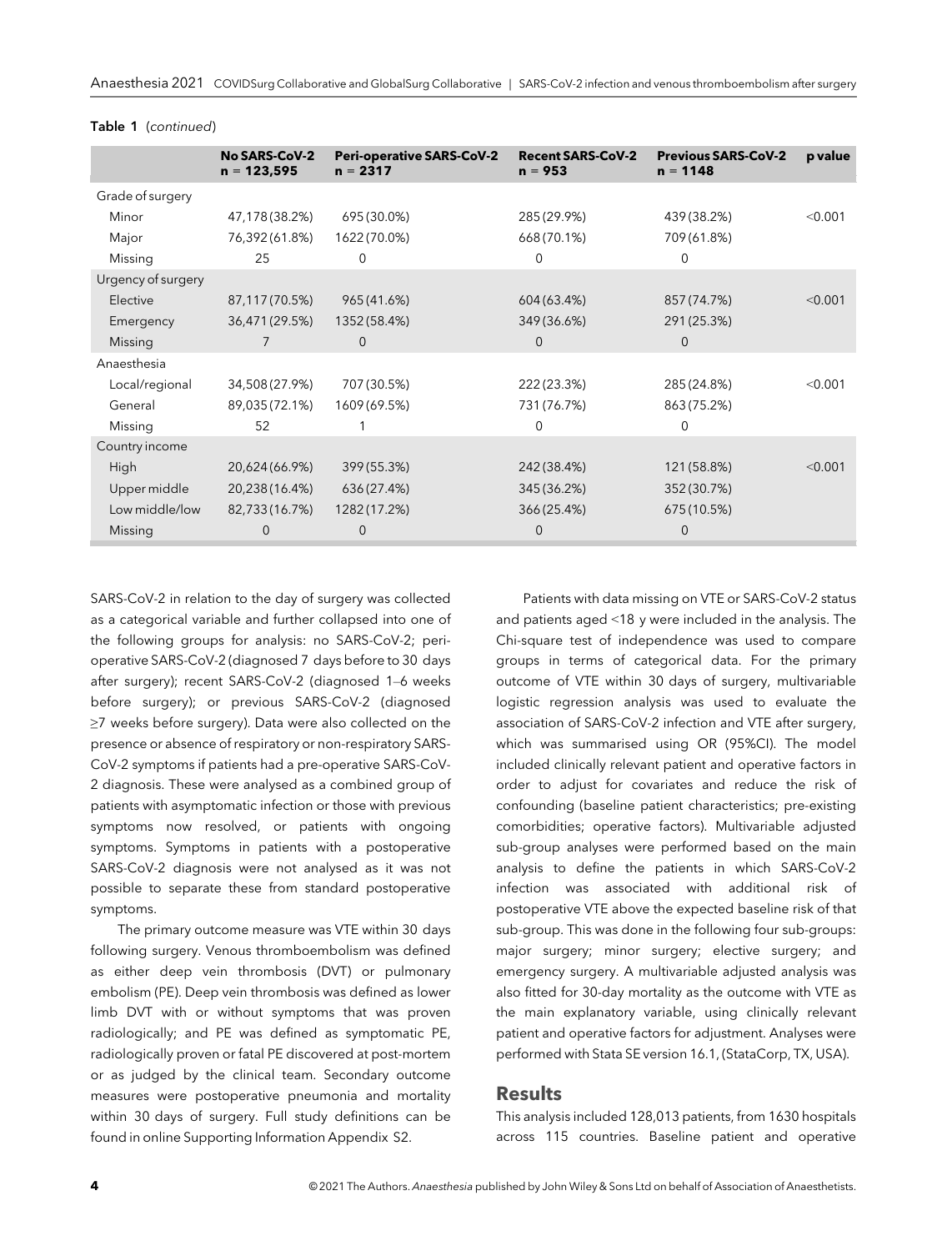**Table 1** (*continued*)

| | No SARS-CoV-2 n = 123,595 | Peri-operative SARS-CoV-2 n = 2317 | Recent SARS-CoV-2 n = 953 | Previous SARS-CoV-2 n = 1148 | p value |
|---|---|---|---|---|---|
| Grade of surgery | | | | | |
| Minor | 47,178 (38.2%) | 695 (30.0%) | 285 (29.9%) | 439 (38.2%) | <0.001 |
| Major | 76,392 (61.8%) | 1622 (70.0%) | 668 (70.1%) | 709 (61.8%) | |
| Missing | 25 | 0 | 0 | 0 | |
| Urgency of surgery | | | | | |
| Elective | 87,117 (70.5%) | 965 (41.6%) | 604 (63.4%) | 857 (74.7%) | <0.001 |
| Emergency | 36,471 (29.5%) | 1352 (58.4%) | 349 (36.6%) | 291 (25.3%) | |
| Missing | 7 | 0 | 0 | 0 | |
| Anaesthesia | | | | | |
| Local/regional | 34,508 (27.9%) | 707 (30.5%) | 222 (23.3%) | 285 (24.8%) | <0.001 |
| General | 89,035 (72.1%) | 1609 (69.5%) | 731 (76.7%) | 863 (75.2%) | |
| Missing | 52 | 1 | 0 | 0 | |
| Country income | | | | | |
| High | 20,624 (66.9%) | 399 (55.3%) | 242 (38.4%) | 121 (58.8%) | <0.001 |
| Upper middle | 20,238 (16.4%) | 636 (27.4%) | 345 (36.2%) | 352 (30.7%) | |
| Low middle/low | 82,733 (16.7%) | 1282 (17.2%) | 366 (25.4%) | 675 (10.5%) | |
| Missing | 0 | 0 | 0 | 0 | |

SARS-CoV-2 in relation to the day of surgery was collected as a categorical variable and further collapsed into one of the following groups for analysis: no SARS-CoV-2; peri-operative SARS-CoV-2 (diagnosed 7 days before to 30 days after surgery); recent SARS-CoV-2 (diagnosed 1–6 weeks before surgery); or previous SARS-CoV-2 (diagnosed ≥7 weeks before surgery). Data were also collected on the presence or absence of respiratory or non-respiratory SARS-CoV-2 symptoms if patients had a pre-operative SARS-CoV-2 diagnosis. These were analysed as a combined group of patients with asymptomatic infection or those with previous symptoms now resolved, or patients with ongoing symptoms. Symptoms in patients with a postoperative SARS-CoV-2 diagnosis were not analysed as it was not possible to separate these from standard postoperative symptoms.

The primary outcome measure was VTE within 30 days following surgery. Venous thromboembolism was defined as either deep vein thrombosis (DVT) or pulmonary embolism (PE). Deep vein thrombosis was defined as lower limb DVT with or without symptoms that was proven radiologically; and PE was defined as symptomatic PE, radiologically proven or fatal PE discovered at post-mortem or as judged by the clinical team. Secondary outcome measures were postoperative pneumonia and mortality within 30 days of surgery. Full study definitions can be found in online Supporting Information Appendix S2.

Patients with data missing on VTE or SARS-CoV-2 status and patients aged <18 y were included in the analysis. The Chi-square test of independence was used to compare groups in terms of categorical data. For the primary outcome of VTE within 30 days of surgery, multivariable logistic regression analysis was used to evaluate the association of SARS-CoV-2 infection and VTE after surgery, which was summarised using OR (95%CI). The model included clinically relevant patient and operative factors in order to adjust for covariates and reduce the risk of confounding (baseline patient characteristics; pre-existing comorbidities; operative factors). Multivariable adjusted sub-group analyses were performed based on the main analysis to define the patients in which SARS-CoV-2 infection was associated with additional risk of postoperative VTE above the expected baseline risk of that sub-group. This was done in the following four sub-groups: major surgery; minor surgery; elective surgery; and emergency surgery. A multivariable adjusted analysis was also fitted for 30-day mortality as the outcome with VTE as the main explanatory variable, using clinically relevant patient and operative factors for adjustment. Analyses were performed with Stata SE version 16.1, (StataCorp, TX, USA).

## Results

This analysis included 128,013 patients, from 1630 hospitals across 115 countries. Baseline patient and operative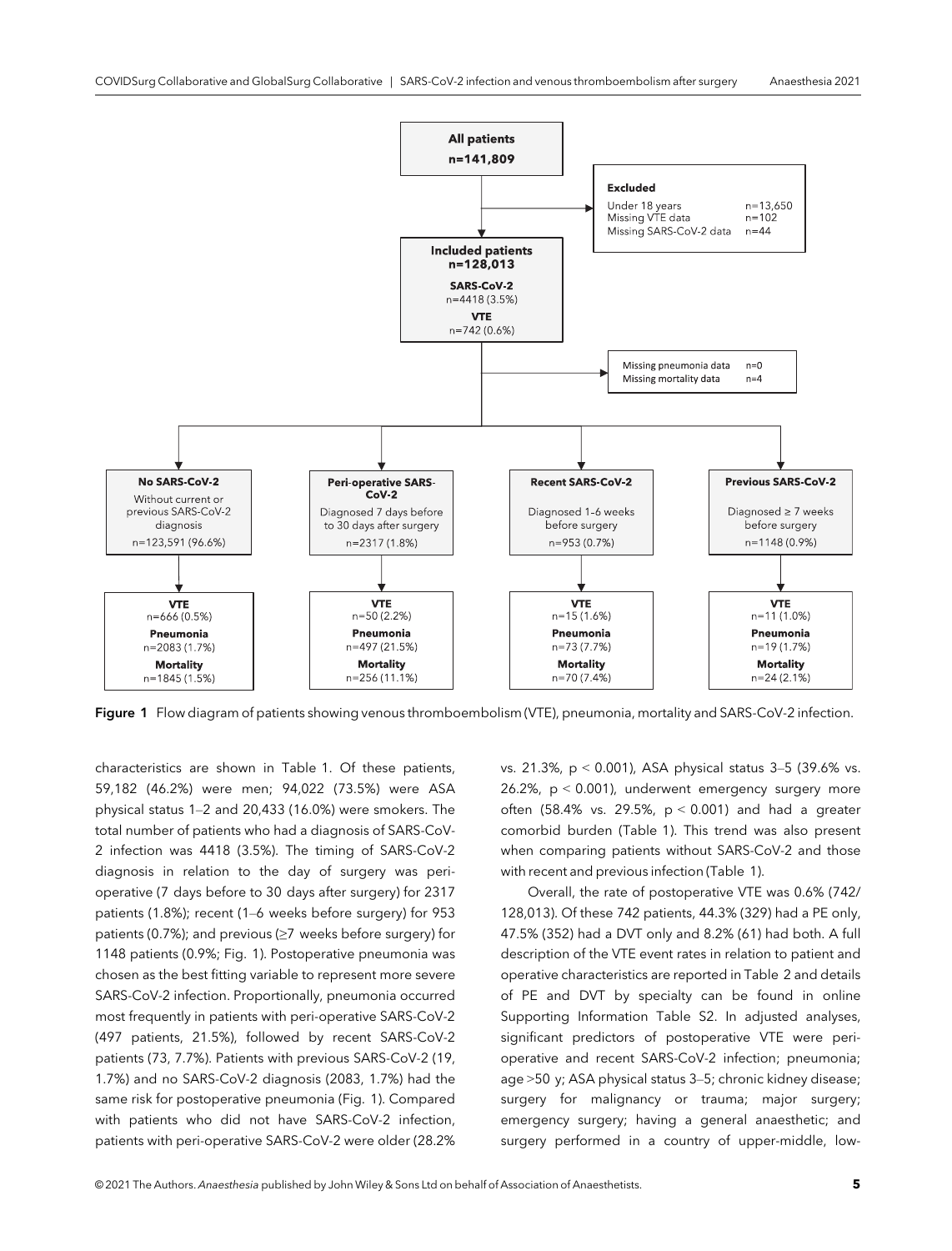**All patients**
**n=141,809**

**Excluded**
Under 18 years n=13,650
Missing VTE data n=102
Missing SARS-CoV-2 data n=44

**Included patients**
**n=128,013**
**SARS-CoV-2**
n=4418 (3.5%)
**VTE**
n=742 (0.6%)

Missing pneumonia data n=0
Missing mortality data n=4

| No SARS-CoV-2 | Peri-operative SARS-CoV-2 | Recent SARS-CoV-2 | Previous SARS-CoV-2 |
|---|---|---|---|
| Without current or previous SARS-CoV-2 diagnosis | Diagnosed 7 days before to 30 days after surgery | Diagnosed 1-6 weeks before surgery | Diagnosed ≥ 7 weeks before surgery |
| n=123,591 (96.6%) | n=2317 (1.8%) | n=953 (0.7%) | n=1148 (0.9%) |
| **VTE** n=666 (0.5%) | **VTE** n=50 (2.2%) | **VTE** n=15 (1.6%) | **VTE** n=11 (1.0%) |
| **Pneumonia** n=2083 (1.7%) | **Pneumonia** n=497 (21.5%) | **Pneumonia** n=73 (7.7%) | **Pneumonia** n=19 (1.7%) |
| **Mortality** n=1845 (1.5%) | **Mortality** n=256 (11.1%) | **Mortality** n=70 (7.4%) | **Mortality** n=24 (2.1%) |

**Figure 1** Flow diagram of patients showing venous thromboembolism (VTE), pneumonia, mortality and SARS-CoV-2 infection.

characteristics are shown in Table 1. Of these patients, 59,182 (46.2%) were men; 94,022 (73.5%) were ASA physical status 1–2 and 20,433 (16.0%) were smokers. The total number of patients who had a diagnosis of SARS-CoV-2 infection was 4418 (3.5%). The timing of SARS-CoV-2 diagnosis in relation to the day of surgery was peri-operative (7 days before to 30 days after surgery) for 2317 patients (1.8%); recent (1–6 weeks before surgery) for 953 patients (0.7%); and previous (≥7 weeks before surgery) for 1148 patients (0.9%; Fig. 1). Postoperative pneumonia was chosen as the best fitting variable to represent more severe SARS-CoV-2 infection. Proportionally, pneumonia occurred most frequently in patients with peri-operative SARS-CoV-2 (497 patients, 21.5%), followed by recent SARS-CoV-2 patients (73, 7.7%). Patients with previous SARS-CoV-2 (19, 1.7%) and no SARS-CoV-2 diagnosis (2083, 1.7%) had the same risk for postoperative pneumonia (Fig. 1). Compared with patients who did not have SARS-CoV-2 infection, patients with peri-operative SARS-CoV-2 were older (28.2% vs. 21.3%, $p < 0.001$), ASA physical status 3–5 (39.6% vs. 26.2%, $p < 0.001$), underwent emergency surgery more often (58.4% vs. 29.5%, $p < 0.001$) and had a greater comorbid burden (Table 1). This trend was also present when comparing patients without SARS-CoV-2 and those with recent and previous infection (Table 1).

Overall, the rate of postoperative VTE was 0.6% (742/128,013). Of these 742 patients, 44.3% (329) had a PE only, 47.5% (352) had a DVT only and 8.2% (61) had both. A full description of the VTE event rates in relation to patient and operative characteristics are reported in Table 2 and details of PE and DVT by specialty can be found in online Supporting Information Table S2. In adjusted analyses, significant predictors of postoperative VTE were peri-operative and recent SARS-CoV-2 infection; pneumonia; age >50 y; ASA physical status 3–5; chronic kidney disease; surgery for malignancy or trauma; major surgery; emergency surgery; having a general anaesthetic; and surgery performed in a country of upper-middle, low-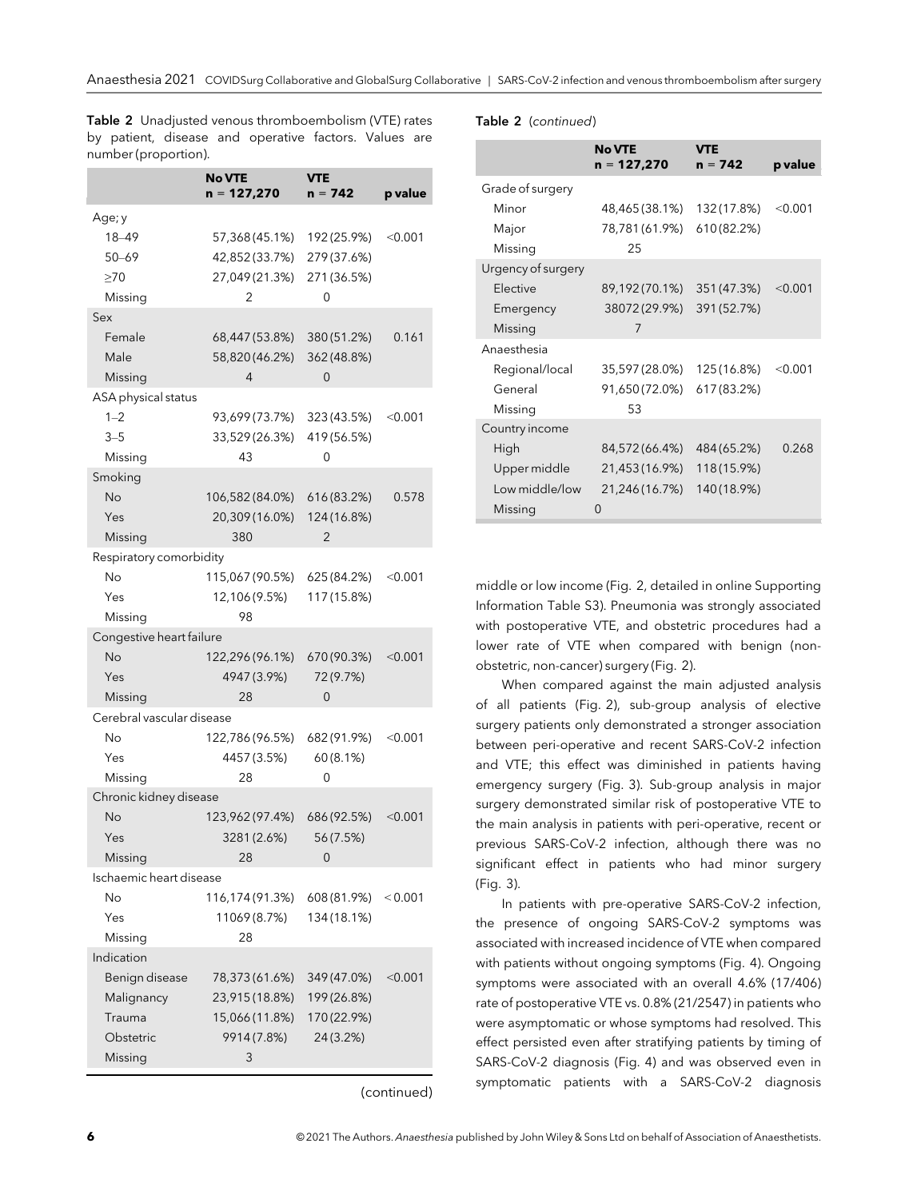**Table 2** Unadjusted venous thromboembolism (VTE) rates by patient, disease and operative factors. Values are number (proportion).

| | No VTE n = 127,270 | VTE n = 742 | p value |
|---|---|---|---|
| Age; y | | | |
| 18–49 | 57,368 (45.1%) | 192 (25.9%) | <0.001 |
| 50–69 | 42,852 (33.7%) | 279 (37.6%) | |
| ≥70 | 27,049 (21.3%) | 271 (36.5%) | |
| Missing | 2 | 0 | |
| Sex | | | |
| Female | 68,447 (53.8%) | 380 (51.2%) | 0.161 |
| Male | 58,820 (46.2%) | 362 (48.8%) | |
| Missing | 4 | 0 | |
| ASA physical status | | | |
| 1–2 | 93,699 (73.7%) | 323 (43.5%) | <0.001 |
| 3–5 | 33,529 (26.3%) | 419 (56.5%) | |
| Missing | 43 | 0 | |
| Smoking | | | |
| No | 106,582 (84.0%) | 616 (83.2%) | 0.578 |
| Yes | 20,309 (16.0%) | 124 (16.8%) | |
| Missing | 380 | 2 | |
| Respiratory comorbidity | | | |
| No | 115,067 (90.5%) | 625 (84.2%) | <0.001 |
| Yes | 12,106 (9.5%) | 117 (15.8%) | |
| Missing | 98 | | |
| Congestive heart failure | | | |
| No | 122,296 (96.1%) | 670 (90.3%) | <0.001 |
| Yes | 4947 (3.9%) | 72 (9.7%) | |
| Missing | 28 | 0 | |
| Cerebral vascular disease | | | |
| No | 122,786 (96.5%) | 682 (91.9%) | <0.001 |
| Yes | 4457 (3.5%) | 60 (8.1%) | |
| Missing | 28 | 0 | |
| Chronic kidney disease | | | |
| No | 123,962 (97.4%) | 686 (92.5%) | <0.001 |
| Yes | 3281 (2.6%) | 56 (7.5%) | |
| Missing | 28 | 0 | |
| Ischaemic heart disease | | | |
| No | 116,174 (91.3%) | 608 (81.9%) | <0.001 |
| Yes | 11069 (8.7%) | 134 (18.1%) | |
| Missing | 28 | | |
| Indication | | | |
| Benign disease | 78,373 (61.6%) | 349 (47.0%) | <0.001 |
| Malignancy | 23,915 (18.8%) | 199 (26.8%) | |
| Trauma | 15,066 (11.8%) | 170 (22.9%) | |
| Obstetric | 9914 (7.8%) | 24 (3.2%) | |
| Missing | 3 | | |
| Grade of surgery | | | |
| Minor | 48,465 (38.1%) | 132 (17.8%) | <0.001 |
| Major | 78,781 (61.9%) | 610 (82.2%) | |
| Missing | 25 | | |
| Urgency of surgery | | | |
| Elective | 89,192 (70.1%) | 351 (47.3%) | <0.001 |
| Emergency | 38072 (29.9%) | 391 (52.7%) | |
| Missing | 7 | | |
| Anaesthesia | | | |
| Regional/local | 35,597 (28.0%) | 125 (16.8%) | <0.001 |
| General | 91,650 (72.0%) | 617 (83.2%) | |
| Missing | 53 | | |
| Country income | | | |
| High | 84,572 (66.4%) | 484 (65.2%) | 0.268 |
| Upper middle | 21,453 (16.9%) | 118 (15.9%) | |
| Low middle/low | 21,246 (16.7%) | 140 (18.9%) | |
| Missing | 0 | | |

middle or low income (Fig. 2, detailed in online Supporting Information Table S3). Pneumonia was strongly associated with postoperative VTE, and obstetric procedures had a lower rate of VTE when compared with benign (non-obstetric, non-cancer) surgery (Fig. 2).

When compared against the main adjusted analysis of all patients (Fig. 2), sub-group analysis of elective surgery patients only demonstrated a stronger association between peri-operative and recent SARS-CoV-2 infection and VTE; this effect was diminished in patients having emergency surgery (Fig. 3). Sub-group analysis in major surgery demonstrated similar risk of postoperative VTE to the main analysis in patients with peri-operative, recent or previous SARS-CoV-2 infection, although there was no significant effect in patients who had minor surgery (Fig. 3).

In patients with pre-operative SARS-CoV-2 infection, the presence of ongoing SARS-CoV-2 symptoms was associated with increased incidence of VTE when compared with patients without ongoing symptoms (Fig. 4). Ongoing symptoms were associated with an overall 4.6% (17/406) rate of postoperative VTE vs. 0.8% (21/2547) in patients who were asymptomatic or whose symptoms had resolved. This effect persisted even after stratifying patients by timing of SARS-CoV-2 diagnosis (Fig. 4) and was observed even in symptomatic patients with a SARS-CoV-2 diagnosis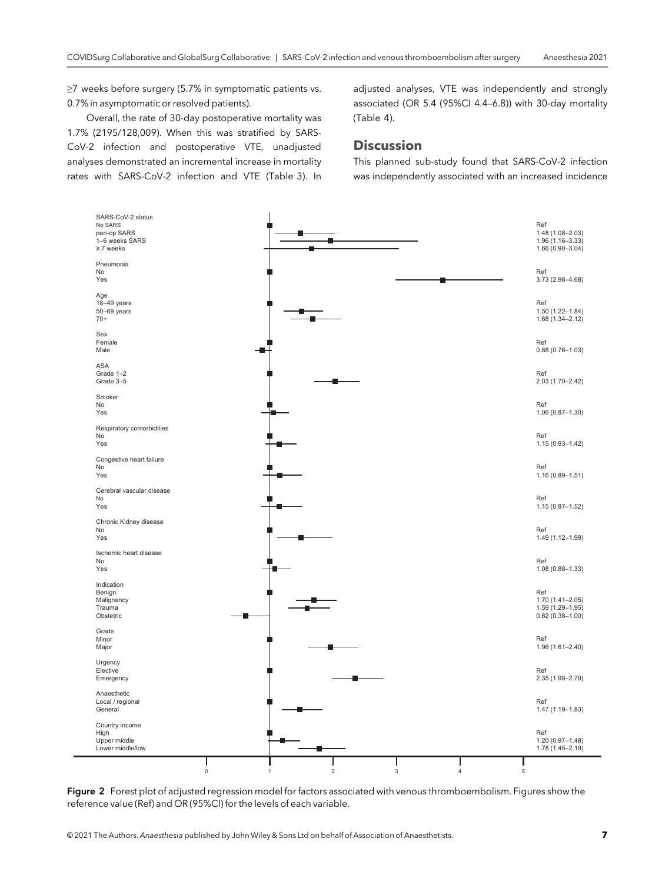≥7 weeks before surgery (5.7% in symptomatic patients vs. 0.7% in asymptomatic or resolved patients).

Overall, the rate of 30-day postoperative mortality was 1.7% (2195/128,009). When this was stratified by SARS-CoV-2 infection and postoperative VTE, unadjusted analyses demonstrated an incremental increase in mortality rates with SARS-CoV-2 infection and VTE (Table 3). In adjusted analyses, VTE was independently and strongly associated (OR 5.4 (95%CI 4.4–6.8)) with 30-day mortality (Table 4).

## Discussion

This planned sub-study found that SARS-CoV-2 infection was independently associated with an increased incidence

| Variable | OR (95%CI) |
|---|---|
| **SARS-CoV-2 status** | |
| No SARS | Ref |
| peri-op SARS | 1.48 (1.08–2.03) |
| 1–6 weeks SARS | 1.96 (1.16–3.33) |
| ≥ 7 weeks | 1.66 (0.90–3.04) |
| **Pneumonia** | |
| No | Ref |
| Yes | 3.73 (2.98–4.68) |
| **Age** | |
| 18–49 years | Ref |
| 50–69 years | 1.50 (1.22–1.84) |
| 70+ | 1.68 (1.34–2.12) |
| **Sex** | |
| Female | Ref |
| Male | 0.88 (0.76–1.03) |
| **ASA** | |
| Grade 1–2 | Ref |
| Grade 3–5 | 2.03 (1.70–2.42) |
| **Smoker** | |
| No | Ref |
| Yes | 1.06 (0.87–1.30) |
| **Respiratory comorbidities** | |
| No | Ref |
| Yes | 1.15 (0.93–1.42) |
| **Congestive heart failure** | |
| No | Ref |
| Yes | 1.16 (0.89–1.51) |
| **Cerebral vascular disease** | |
| No | Ref |
| Yes | 1.15 (0.87–1.52) |
| **Chronic Kidney disease** | |
| No | Ref |
| Yes | 1.49 (1.12–1.99) |
| **Ischemic heart disease** | |
| No | Ref |
| Yes | 1.08 (0.88–1.33) |
| **Indication** | |
| Benign | Ref |
| Malignancy | 1.70 (1.41–2.05) |
| Trauma | 1.59 (1.29–1.95) |
| Obstetric | 0.62 (0.38–1.00) |
| **Grade** | |
| Minor | Ref |
| Major | 1.96 (1.61–2.40) |
| **Urgency** | |
| Elective | Ref |
| Emergency | 2.35 (1.98–2.79) |
| **Anaesthetic** | |
| Local / regional | Ref |
| General | 1.47 (1.19–1.83) |
| **Country income** | |
| High | Ref |
| Upper middle | 1.20 (0.97–1.48) |
| Lower middle/low | 1.78 (1.45–2.19) |

**Figure 2** Forest plot of adjusted regression model for factors associated with venous thromboembolism. Figures show the reference value (Ref) and OR (95%CI) for the levels of each variable.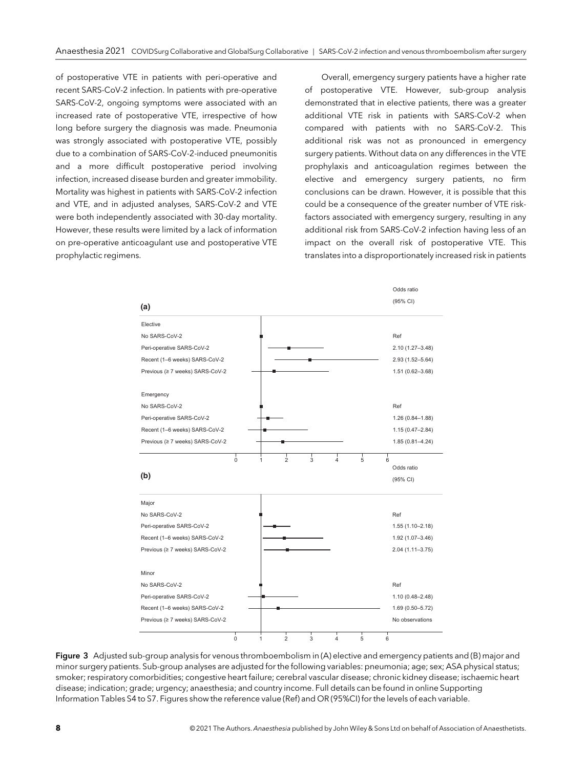of postoperative VTE in patients with peri-operative and recent SARS-CoV-2 infection. In patients with pre-operative SARS-CoV-2, ongoing symptoms were associated with an increased rate of postoperative VTE, irrespective of how long before surgery the diagnosis was made. Pneumonia was strongly associated with postoperative VTE, possibly due to a combination of SARS-CoV-2-induced pneumonitis and a more difficult postoperative period involving infection, increased disease burden and greater immobility. Mortality was highest in patients with SARS-CoV-2 infection and VTE, and in adjusted analyses, SARS-CoV-2 and VTE were both independently associated with 30-day mortality. However, these results were limited by a lack of information on pre-operative anticoagulant use and postoperative VTE prophylactic regimens.

Overall, emergency surgery patients have a higher rate of postoperative VTE. However, sub-group analysis demonstrated that in elective patients, there was a greater additional VTE risk in patients with SARS-CoV-2 when compared with patients with no SARS-CoV-2. This additional risk was not as pronounced in emergency surgery patients. Without data on any differences in the VTE prophylaxis and anticoagulation regimes between the elective and emergency surgery patients, no firm conclusions can be drawn. However, it is possible that this could be a consequence of the greater number of VTE risk-factors associated with emergency surgery, resulting in any additional risk from SARS-CoV-2 infection having less of an impact on the overall risk of postoperative VTE. This translates into a disproportionately increased risk in patients

**(a)**

| | Odds ratio (95% CI) |
|---|---|
| **Elective** | |
| No SARS-CoV-2 | Ref |
| Peri-operative SARS-CoV-2 | 2.10 (1.27–3.48) |
| Recent (1–6 weeks) SARS-CoV-2 | 2.93 (1.52–5.64) |
| Previous (≥ 7 weeks) SARS-CoV-2 | 1.51 (0.62–3.68) |
| **Emergency** | |
| No SARS-CoV-2 | Ref |
| Peri-operative SARS-CoV-2 | 1.26 (0.84–1.88) |
| Recent (1–6 weeks) SARS-CoV-2 | 1.15 (0.47–2.84) |
| Previous (≥ 7 weeks) SARS-CoV-2 | 1.85 (0.81–4.24) |

**(b)**

| | Odds ratio (95% CI) |
|---|---|
| **Major** | |
| No SARS-CoV-2 | Ref |
| Peri-operative SARS-CoV-2 | 1.55 (1.10–2.18) |
| Recent (1–6 weeks) SARS-CoV-2 | 1.92 (1.07–3.46) |
| Previous (≥ 7 weeks) SARS-CoV-2 | 2.04 (1.11–3.75) |
| **Minor** | |
| No SARS-CoV-2 | Ref |
| Peri-operative SARS-CoV-2 | 1.10 (0.48–2.48) |
| Recent (1–6 weeks) SARS-CoV-2 | 1.69 (0.50–5.72) |
| Previous (≥ 7 weeks) SARS-CoV-2 | No observations |

**Figure 3** Adjusted sub-group analysis for venous thromboembolism in (A) elective and emergency patients and (B) major and minor surgery patients. Sub-group analyses are adjusted for the following variables: pneumonia; age; sex; ASA physical status; smoker; respiratory comorbidities; congestive heart failure; cerebral vascular disease; chronic kidney disease; ischaemic heart disease; indication; grade; urgency; anaesthesia; and country income. Full details can be found in online Supporting Information Tables S4 to S7. Figures show the reference value (Ref) and OR (95%CI) for the levels of each variable.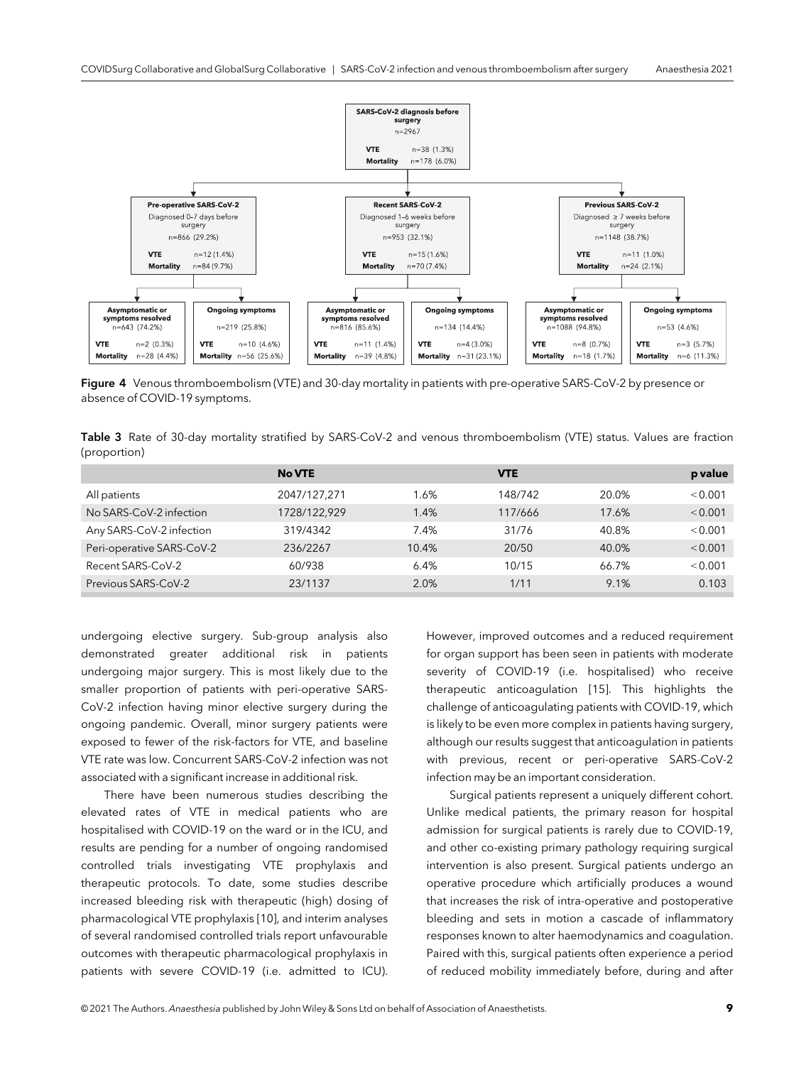**SARS-CoV-2 diagnosis before surgery**
n=2967
**VTE** n=38 (1.3%)
**Mortality** n=178 (6.0%)

**Pre-operative SARS-CoV-2**
Diagnosed 0–7 days before surgery
n=866 (29.2%)
**VTE** n=12 (1.4%)
**Mortality** n=84 (9.7%)

**Recent SARS-CoV-2**
Diagnosed 1–6 weeks before surgery
n=953 (32.1%)
**VTE** n=15 (1.6%)
**Mortality** n=70 (7.4%)

**Previous SARS-CoV-2**
Diagnosed ≥ 7 weeks before surgery
n=1148 (38.7%)
**VTE** n=11 (1.0%)
**Mortality** n=24 (2.1%)

**Asymptomatic or symptoms resolved**
n=643 (74.2%)
**VTE** n=2 (0.3%)
**Mortality** n=28 (4.4%)

**Ongoing symptoms**
n=219 (25.8%)
**VTE** n=10 (4.6%)
**Mortality** n=56 (25.6%)

**Asymptomatic or symptoms resolved**
n=816 (85.6%)
**VTE** n=11 (1.4%)
**Mortality** n=39 (4.8%)

**Ongoing symptoms**
n=134 (14.4%)
**VTE** n=4 (3.0%)
**Mortality** n=31 (23.1%)

**Asymptomatic or symptoms resolved**
n=1088 (94.8%)
**VTE** n=8 (0.7%)
**Mortality** n=18 (1.7%)

**Ongoing symptoms**
n=53 (4.6%)
**VTE** n=3 (5.7%)
**Mortality** n=6 (11.3%)

**Figure 4** Venous thromboembolism (VTE) and 30-day mortality in patients with pre-operative SARS-CoV-2 by presence or absence of COVID-19 symptoms.

**Table 3** Rate of 30-day mortality stratified by SARS-CoV-2 and venous thromboembolism (VTE) status. Values are fraction (proportion)

| | No VTE | | VTE | | p value |
|---|---|---|---|---|---|
| All patients | 2047/127,271 | 1.6% | 148/742 | 20.0% | <0.001 |
| No SARS-CoV-2 infection | 1728/122,929 | 1.4% | 117/666 | 17.6% | <0.001 |
| Any SARS-CoV-2 infection | 319/4342 | 7.4% | 31/76 | 40.8% | <0.001 |
| Peri-operative SARS-CoV-2 | 236/2267 | 10.4% | 20/50 | 40.0% | <0.001 |
| Recent SARS-CoV-2 | 60/938 | 6.4% | 10/15 | 66.7% | <0.001 |
| Previous SARS-CoV-2 | 23/1137 | 2.0% | 1/11 | 9.1% | 0.103 |

undergoing elective surgery. Sub-group analysis also demonstrated greater additional risk in patients undergoing major surgery. This is most likely due to the smaller proportion of patients with peri-operative SARS-CoV-2 infection having minor elective surgery during the ongoing pandemic. Overall, minor surgery patients were exposed to fewer of the risk-factors for VTE, and baseline VTE rate was low. Concurrent SARS-CoV-2 infection was not associated with a significant increase in additional risk.

There have been numerous studies describing the elevated rates of VTE in medical patients who are hospitalised with COVID-19 on the ward or in the ICU, and results are pending for a number of ongoing randomised controlled trials investigating VTE prophylaxis and therapeutic protocols. To date, some studies describe increased bleeding risk with therapeutic (high) dosing of pharmacological VTE prophylaxis [10], and interim analyses of several randomised controlled trials report unfavourable outcomes with therapeutic pharmacological prophylaxis in patients with severe COVID-19 (i.e. admitted to ICU). However, improved outcomes and a reduced requirement for organ support has been seen in patients with moderate severity of COVID-19 (i.e. hospitalised) who receive therapeutic anticoagulation [15]. This highlights the challenge of anticoagulating patients with COVID-19, which is likely to be even more complex in patients having surgery, although our results suggest that anticoagulation in patients with previous, recent or peri-operative SARS-CoV-2 infection may be an important consideration.

Surgical patients represent a uniquely different cohort. Unlike medical patients, the primary reason for hospital admission for surgical patients is rarely due to COVID-19, and other co-existing primary pathology requiring surgical intervention is also present. Surgical patients undergo an operative procedure which artificially produces a wound that increases the risk of intra-operative and postoperative bleeding and sets in motion a cascade of inflammatory responses known to alter haemodynamics and coagulation. Paired with this, surgical patients often experience a period of reduced mobility immediately before, during and after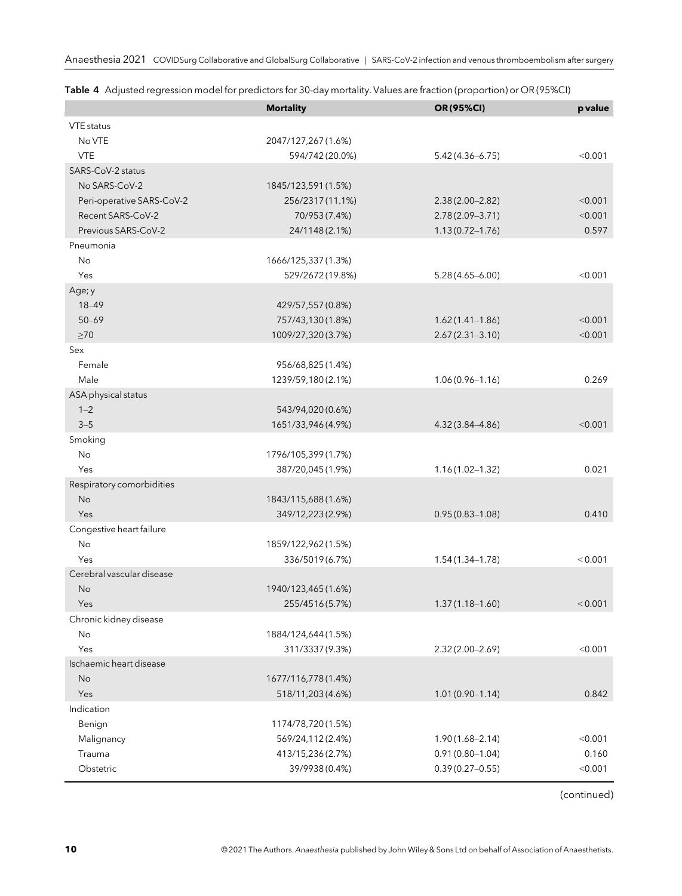**Table 4** Adjusted regression model for predictors for 30-day mortality. Values are fraction (proportion) or OR (95%CI)

| | Mortality | OR (95%CI) | p value |
|---|---|---|---|
| VTE status | | | |
| No VTE | 2047/127,267 (1.6%) | | |
| VTE | 594/742 (20.0%) | 5.42 (4.36–6.75) | <0.001 |
| SARS-CoV-2 status | | | |
| No SARS-CoV-2 | 1845/123,591 (1.5%) | | |
| Peri-operative SARS-CoV-2 | 256/2317 (11.1%) | 2.38 (2.00–2.82) | <0.001 |
| Recent SARS-CoV-2 | 70/953 (7.4%) | 2.78 (2.09–3.71) | <0.001 |
| Previous SARS-CoV-2 | 24/1148 (2.1%) | 1.13 (0.72–1.76) | 0.597 |
| Pneumonia | | | |
| No | 1666/125,337 (1.3%) | | |
| Yes | 529/2672 (19.8%) | 5.28 (4.65–6.00) | <0.001 |
| Age; y | | | |
| 18–49 | 429/57,557 (0.8%) | | |
| 50–69 | 757/43,130 (1.8%) | 1.62 (1.41–1.86) | <0.001 |
| ≥70 | 1009/27,320 (3.7%) | 2.67 (2.31–3.10) | <0.001 |
| Sex | | | |
| Female | 956/68,825 (1.4%) | | |
| Male | 1239/59,180 (2.1%) | 1.06 (0.96–1.16) | 0.269 |
| ASA physical status | | | |
| 1–2 | 543/94,020 (0.6%) | | |
| 3–5 | 1651/33,946 (4.9%) | 4.32 (3.84–4.86) | <0.001 |
| Smoking | | | |
| No | 1796/105,399 (1.7%) | | |
| Yes | 387/20,045 (1.9%) | 1.16 (1.02–1.32) | 0.021 |
| Respiratory comorbidities | | | |
| No | 1843/115,688 (1.6%) | | |
| Yes | 349/12,223 (2.9%) | 0.95 (0.83–1.08) | 0.410 |
| Congestive heart failure | | | |
| No | 1859/122,962 (1.5%) | | |
| Yes | 336/5019 (6.7%) | 1.54 (1.34–1.78) | < 0.001 |
| Cerebral vascular disease | | | |
| No | 1940/123,465 (1.6%) | | |
| Yes | 255/4516 (5.7%) | 1.37 (1.18–1.60) | < 0.001 |
| Chronic kidney disease | | | |
| No | 1884/124,644 (1.5%) | | |
| Yes | 311/3337 (9.3%) | 2.32 (2.00–2.69) | <0.001 |
| Ischaemic heart disease | | | |
| No | 1677/116,778 (1.4%) | | |
| Yes | 518/11,203 (4.6%) | 1.01 (0.90–1.14) | 0.842 |
| Indication | | | |
| Benign | 1174/78,720 (1.5%) | | |
| Malignancy | 569/24,112 (2.4%) | 1.90 (1.68–2.14) | <0.001 |
| Trauma | 413/15,236 (2.7%) | 0.91 (0.80–1.04) | 0.160 |
| Obstetric | 39/9938 (0.4%) | 0.39 (0.27–0.55) | <0.001 |

(continued)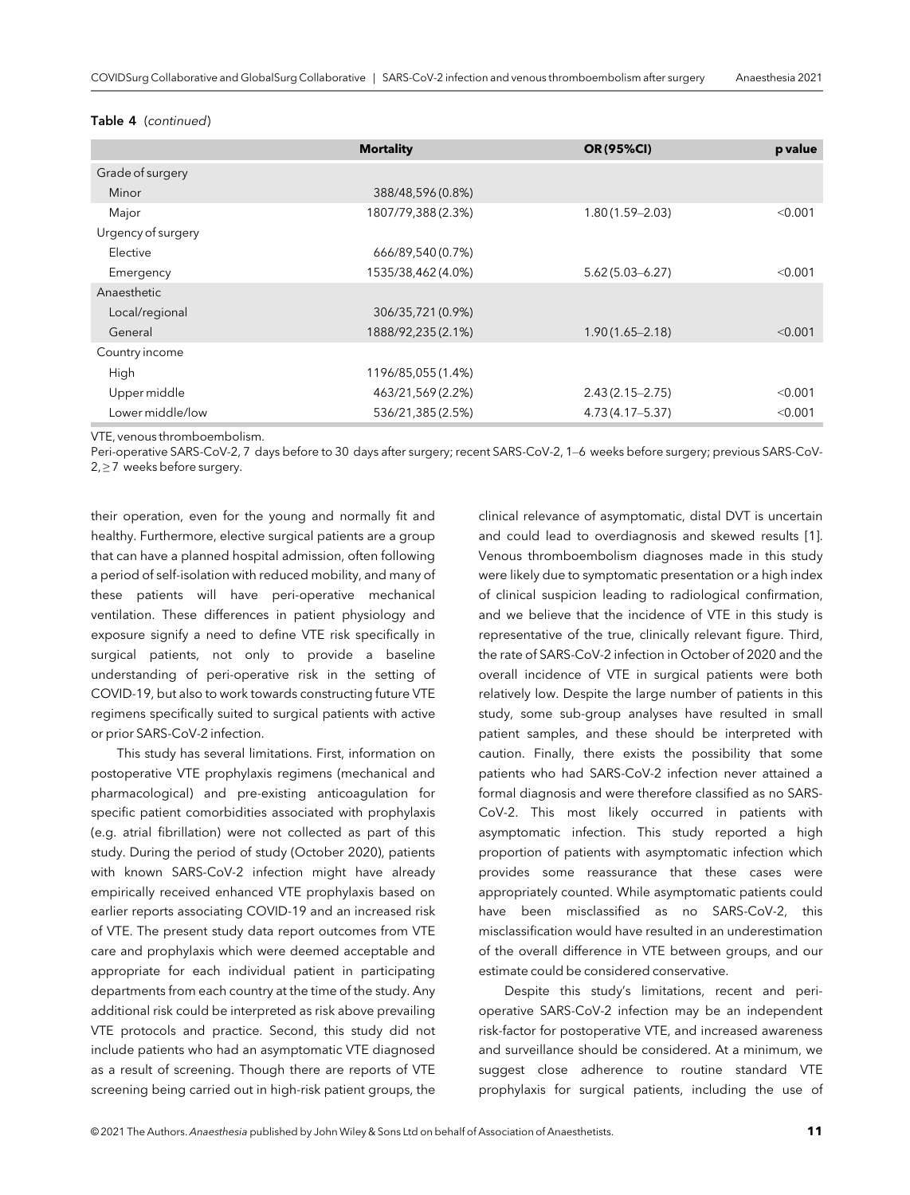**Table 4** (*continued*)

| | Mortality | OR (95%CI) | p value |
|---|---|---|---|
| Grade of surgery | | | |
| Minor | 388/48,596 (0.8%) | | |
| Major | 1807/79,388 (2.3%) | 1.80 (1.59–2.03) | <0.001 |
| Urgency of surgery | | | |
| Elective | 666/89,540 (0.7%) | | |
| Emergency | 1535/38,462 (4.0%) | 5.62 (5.03–6.27) | <0.001 |
| Anaesthetic | | | |
| Local/regional | 306/35,721 (0.9%) | | |
| General | 1888/92,235 (2.1%) | 1.90 (1.65–2.18) | <0.001 |
| Country income | | | |
| High | 1196/85,055 (1.4%) | | |
| Upper middle | 463/21,569 (2.2%) | 2.43 (2.15–2.75) | <0.001 |
| Lower middle/low | 536/21,385 (2.5%) | 4.73 (4.17–5.37) | <0.001 |

VTE, venous thromboembolism.
Peri-operative SARS-CoV-2, 7 days before to 30 days after surgery; recent SARS-CoV-2, 1–6 weeks before surgery; previous SARS-CoV-2, ≥7 weeks before surgery.

their operation, even for the young and normally fit and healthy. Furthermore, elective surgical patients are a group that can have a planned hospital admission, often following a period of self-isolation with reduced mobility, and many of these patients will have peri-operative mechanical ventilation. These differences in patient physiology and exposure signify a need to define VTE risk specifically in surgical patients, not only to provide a baseline understanding of peri-operative risk in the setting of COVID-19, but also to work towards constructing future VTE regimens specifically suited to surgical patients with active or prior SARS-CoV-2 infection.

This study has several limitations. First, information on postoperative VTE prophylaxis regimens (mechanical and pharmacological) and pre-existing anticoagulation for specific patient comorbidities associated with prophylaxis (e.g. atrial fibrillation) were not collected as part of this study. During the period of study (October 2020), patients with known SARS-CoV-2 infection might have already empirically received enhanced VTE prophylaxis based on earlier reports associating COVID-19 and an increased risk of VTE. The present study data report outcomes from VTE care and prophylaxis which were deemed acceptable and appropriate for each individual patient in participating departments from each country at the time of the study. Any additional risk could be interpreted as risk above prevailing VTE protocols and practice. Second, this study did not include patients who had an asymptomatic VTE diagnosed as a result of screening. Though there are reports of VTE screening being carried out in high-risk patient groups, the clinical relevance of asymptomatic, distal DVT is uncertain and could lead to overdiagnosis and skewed results [1]. Venous thromboembolism diagnoses made in this study were likely due to symptomatic presentation or a high index of clinical suspicion leading to radiological confirmation, and we believe that the incidence of VTE in this study is representative of the true, clinically relevant figure. Third, the rate of SARS-CoV-2 infection in October of 2020 and the overall incidence of VTE in surgical patients were both relatively low. Despite the large number of patients in this study, some sub-group analyses have resulted in small patient samples, and these should be interpreted with caution. Finally, there exists the possibility that some patients who had SARS-CoV-2 infection never attained a formal diagnosis and were therefore classified as no SARS-CoV-2. This most likely occurred in patients with asymptomatic infection. This study reported a high proportion of patients with asymptomatic infection which provides some reassurance that these cases were appropriately counted. While asymptomatic patients could have been misclassified as no SARS-CoV-2, this misclassification would have resulted in an underestimation of the overall difference in VTE between groups, and our estimate could be considered conservative.

Despite this study's limitations, recent and peri-operative SARS-CoV-2 infection may be an independent risk-factor for postoperative VTE, and increased awareness and surveillance should be considered. At a minimum, we suggest close adherence to routine standard VTE prophylaxis for surgical patients, including the use of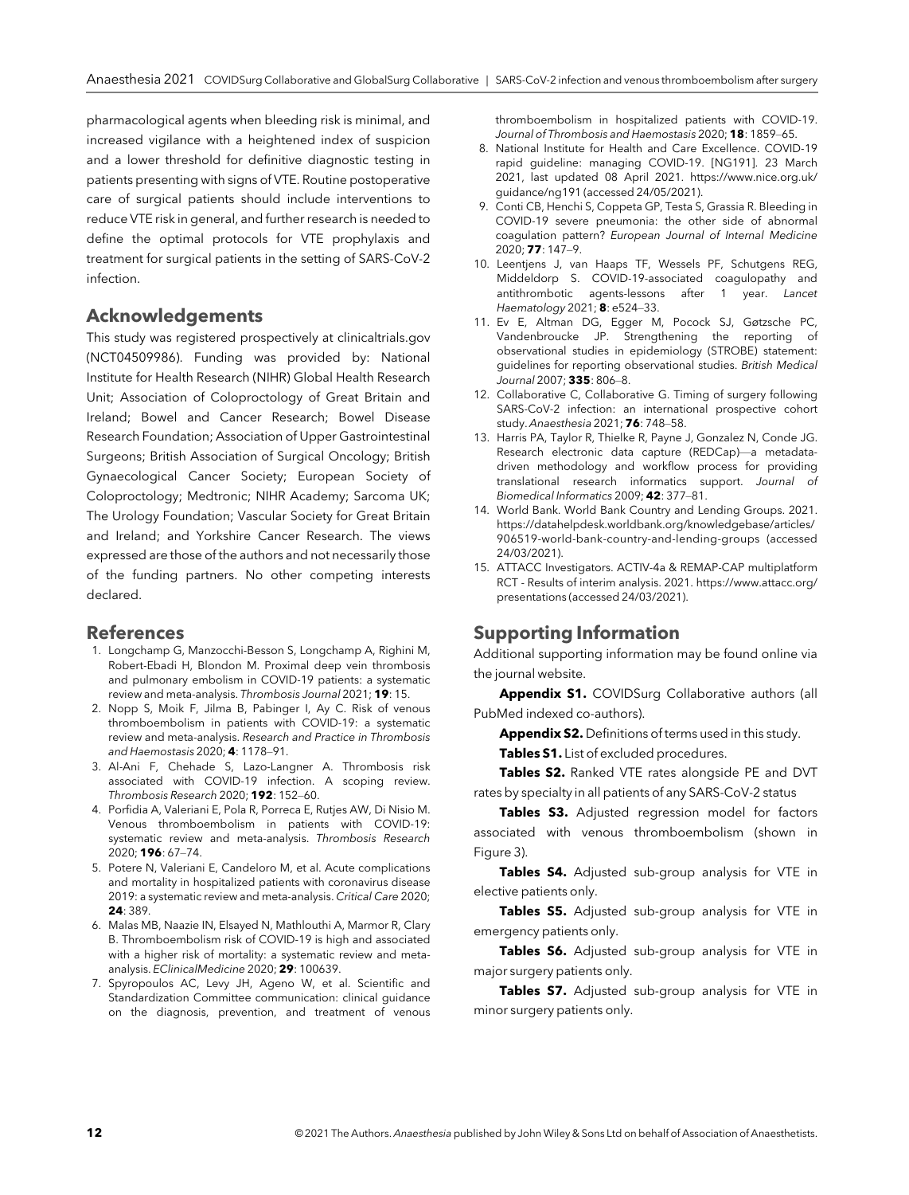pharmacological agents when bleeding risk is minimal, and increased vigilance with a heightened index of suspicion and a lower threshold for definitive diagnostic testing in patients presenting with signs of VTE. Routine postoperative care of surgical patients should include interventions to reduce VTE risk in general, and further research is needed to define the optimal protocols for VTE prophylaxis and treatment for surgical patients in the setting of SARS-CoV-2 infection.

## Acknowledgements

This study was registered prospectively at clinicaltrials.gov (NCT04509986). Funding was provided by: National Institute for Health Research (NIHR) Global Health Research Unit; Association of Coloproctology of Great Britain and Ireland; Bowel and Cancer Research; Bowel Disease Research Foundation; Association of Upper Gastrointestinal Surgeons; British Association of Surgical Oncology; British Gynaecological Cancer Society; European Society of Coloproctology; Medtronic; NIHR Academy; Sarcoma UK; The Urology Foundation; Vascular Society for Great Britain and Ireland; and Yorkshire Cancer Research. The views expressed are those of the authors and not necessarily those of the funding partners. No other competing interests declared.

## References

1. Longchamp G, Manzocchi-Besson S, Longchamp A, Righini M, Robert-Ebadi H, Blondon M. Proximal deep vein thrombosis and pulmonary embolism in COVID-19 patients: a systematic review and meta-analysis. *Thrombosis Journal* 2021; **19**: 15.
2. Nopp S, Moik F, Jilma B, Pabinger I, Ay C. Risk of venous thromboembolism in patients with COVID-19: a systematic review and meta-analysis. *Research and Practice in Thrombosis and Haemostasis* 2020; **4**: 1178–91.
3. Al-Ani F, Chehade S, Lazo-Langner A. Thrombosis risk associated with COVID-19 infection. A scoping review. *Thrombosis Research* 2020; **192**: 152–60.
4. Porfidia A, Valeriani E, Pola R, Porreca E, Rutjes AW, Di Nisio M. Venous thromboembolism in patients with COVID-19: systematic review and meta-analysis. *Thrombosis Research* 2020; **196**: 67–74.
5. Potere N, Valeriani E, Candeloro M, et al. Acute complications and mortality in hospitalized patients with coronavirus disease 2019: a systematic review and meta-analysis. *Critical Care* 2020; **24**: 389.
6. Malas MB, Naazie IN, Elsayed N, Mathlouthi A, Marmor R, Clary B. Thromboembolism risk of COVID-19 is high and associated with a higher risk of mortality: a systematic review and meta-analysis. *EClinicalMedicine* 2020; **29**: 100639.
7. Spyropoulos AC, Levy JH, Ageno W, et al. Scientific and Standardization Committee communication: clinical guidance on the diagnosis, prevention, and treatment of venous thromboembolism in hospitalized patients with COVID-19. *Journal of Thrombosis and Haemostasis* 2020; **18**: 1859–65.
8. National Institute for Health and Care Excellence. COVID-19 rapid guideline: managing COVID-19. [NG191]. 23 March 2021, last updated 08 April 2021. https://www.nice.org.uk/guidance/ng191 (accessed 24/05/2021).
9. Conti CB, Henchi S, Coppeta GP, Testa S, Grassia R. Bleeding in COVID-19 severe pneumonia: the other side of abnormal coagulation pattern? *European Journal of Internal Medicine* 2020; **77**: 147–9.
10. Leentjens J, van Haaps TF, Wessels PF, Schutgens REG, Middeldorp S. COVID-19-associated coagulopathy and antithrombotic agents-lessons after 1 year. *Lancet Haematology* 2021; **8**: e524–33.
11. Ev E, Altman DG, Egger M, Pocock SJ, Gøtzsche PC, Vandenbroucke JP. Strengthening the reporting of observational studies in epidemiology (STROBE) statement: guidelines for reporting observational studies. *British Medical Journal* 2007; **335**: 806–8.
12. Collaborative C, Collaborative G. Timing of surgery following SARS-CoV-2 infection: an international prospective cohort study. *Anaesthesia* 2021; **76**: 748–58.
13. Harris PA, Taylor R, Thielke R, Payne J, Gonzalez N, Conde JG. Research electronic data capture (REDCap)—a metadata-driven methodology and workflow process for providing translational research informatics support. *Journal of Biomedical Informatics* 2009; **42**: 377–81.
14. World Bank. World Bank Country and Lending Groups. 2021. https://datahelpdesk.worldbank.org/knowledgebase/articles/906519-world-bank-country-and-lending-groups (accessed 24/03/2021).
15. ATTACC Investigators. ACTIV-4a & REMAP-CAP multiplatform RCT - Results of interim analysis. 2021. https://www.attacc.org/presentations (accessed 24/03/2021).

## Supporting Information

Additional supporting information may be found online via the journal website.

**Appendix S1.** COVIDSurg Collaborative authors (all PubMed indexed co-authors).

**Appendix S2.** Definitions of terms used in this study.

**Tables S1.** List of excluded procedures.

**Tables S2.** Ranked VTE rates alongside PE and DVT rates by specialty in all patients of any SARS-CoV-2 status

**Tables S3.** Adjusted regression model for factors associated with venous thromboembolism (shown in Figure 3).

**Tables S4.** Adjusted sub-group analysis for VTE in elective patients only.

**Tables S5.** Adjusted sub-group analysis for VTE in emergency patients only.

**Tables S6.** Adjusted sub-group analysis for VTE in major surgery patients only.

**Tables S7.** Adjusted sub-group analysis for VTE in minor surgery patients only.